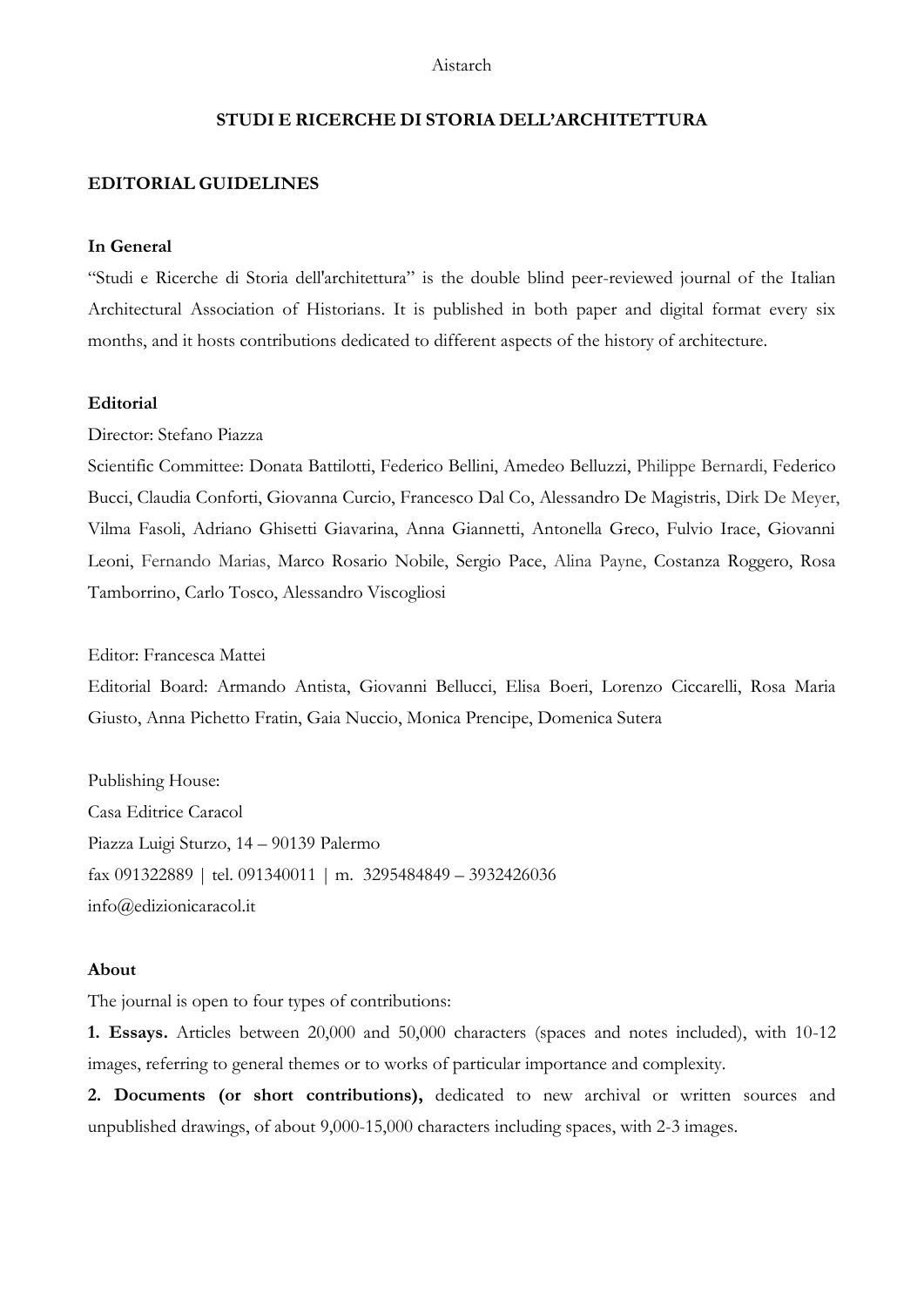Aistarch

**STUDI E RICERCHE DI STORIA DELL'ARCHITETTURA**

**EDITORIAL GUIDELINES**

**In General**

"Studi e Ricerche di Storia dell'architettura" is the double blind peer-reviewed journal of the Italian Architectural Association of Historians. It is published in both paper and digital format every six months, and it hosts contributions dedicated to different aspects of the history of architecture.

**Editorial**

Director: Stefano Piazza

Scientific Committee: Donata Battilotti, Federico Bellini, Amedeo Belluzzi, Philippe Bernardi, Federico Bucci, Claudia Conforti, Giovanna Curcio, Francesco Dal Co, Alessandro De Magistris, Dirk De Meyer, Vilma Fasoli, Adriano Ghisetti Giavarina, Anna Giannetti, Antonella Greco, Fulvio Irace, Giovanni Leoni, Fernando Marias, Marco Rosario Nobile, Sergio Pace, Alina Payne, Costanza Roggero, Rosa Tamborrino, Carlo Tosco, Alessandro Viscogliosi

Editor: Francesca Mattei

Editorial Board: Armando Antista, Giovanni Bellucci, Elisa Boeri, Lorenzo Ciccarelli, Rosa Maria Giusto, Anna Pichetto Fratin, Gaia Nuccio, Monica Prencipe, Domenica Sutera

Publishing House:
Casa Editrice Caracol
Piazza Luigi Sturzo, 14 – 90139 Palermo
fax 091322889 | tel. 091340011 | m. 3295484849 – 3932426036
info@edizionicaracol.it

**About**

The journal is open to four types of contributions:

**1. Essays.** Articles between 20,000 and 50,000 characters (spaces and notes included), with 10-12 images, referring to general themes or to works of particular importance and complexity.

**2. Documents (or short contributions),** dedicated to new archival or written sources and unpublished drawings, of about 9,000-15,000 characters including spaces, with 2-3 images.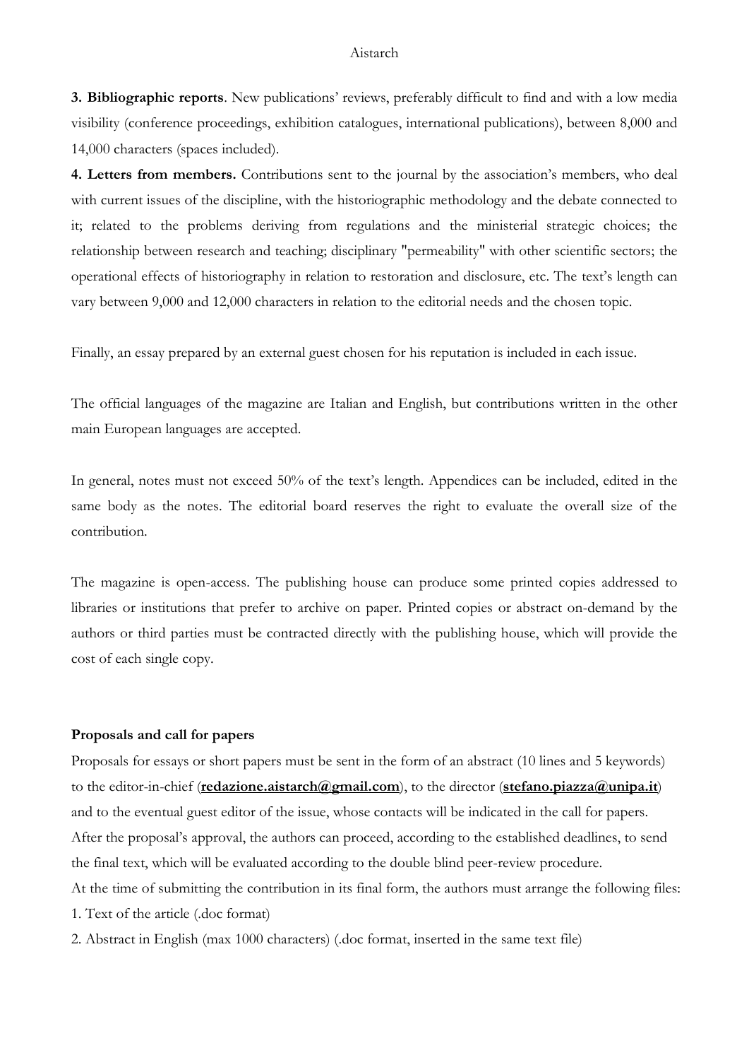**3. Bibliographic reports**. New publications' reviews, preferably difficult to find and with a low media visibility (conference proceedings, exhibition catalogues, international publications), between 8,000 and 14,000 characters (spaces included).

**4. Letters from members.** Contributions sent to the journal by the association's members, who deal with current issues of the discipline, with the historiographic methodology and the debate connected to it; related to the problems deriving from regulations and the ministerial strategic choices; the relationship between research and teaching; disciplinary "permeability" with other scientific sectors; the operational effects of historiography in relation to restoration and disclosure, etc. The text's length can vary between 9,000 and 12,000 characters in relation to the editorial needs and the chosen topic.

Finally, an essay prepared by an external guest chosen for his reputation is included in each issue.

The official languages of the magazine are Italian and English, but contributions written in the other main European languages are accepted.

In general, notes must not exceed 50% of the text's length. Appendices can be included, edited in the same body as the notes. The editorial board reserves the right to evaluate the overall size of the contribution.

The magazine is open-access. The publishing house can produce some printed copies addressed to libraries or institutions that prefer to archive on paper. Printed copies or abstract on-demand by the authors or third parties must be contracted directly with the publishing house, which will provide the cost of each single copy.

**Proposals and call for papers**

Proposals for essays or short papers must be sent in the form of an abstract (10 lines and 5 keywords) to the editor-in-chief (**redazione.aistarch@gmail.com**), to the director (**stefano.piazza@unipa.it**) and to the eventual guest editor of the issue, whose contacts will be indicated in the call for papers.
After the proposal's approval, the authors can proceed, according to the established deadlines, to send the final text, which will be evaluated according to the double blind peer-review procedure.
At the time of submitting the contribution in its final form, the authors must arrange the following files:

1. Text of the article (.doc format)
2. Abstract in English (max 1000 characters) (.doc format, inserted in the same text file)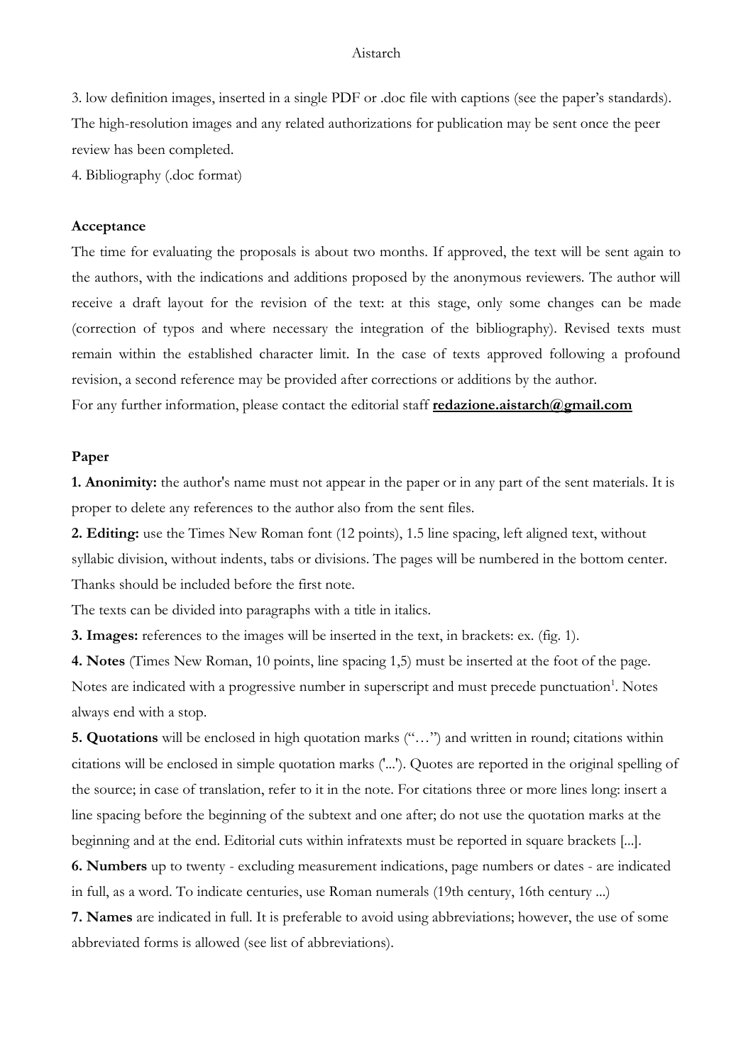3. low definition images, inserted in a single PDF or .doc file with captions (see the paper's standards). The high-resolution images and any related authorizations for publication may be sent once the peer review has been completed.

4. Bibliography (.doc format)

**Acceptance**

The time for evaluating the proposals is about two months. If approved, the text will be sent again to the authors, with the indications and additions proposed by the anonymous reviewers. The author will receive a draft layout for the revision of the text: at this stage, only some changes can be made (correction of typos and where necessary the integration of the bibliography). Revised texts must remain within the established character limit. In the case of texts approved following a profound revision, a second reference may be provided after corrections or additions by the author.

For any further information, please contact the editorial staff **redazione.aistarch@gmail.com**

**Paper**

**1. Anonimity:** the author's name must not appear in the paper or in any part of the sent materials. It is proper to delete any references to the author also from the sent files.

**2. Editing:** use the Times New Roman font (12 points), 1.5 line spacing, left aligned text, without syllabic division, without indents, tabs or divisions. The pages will be numbered in the bottom center. Thanks should be included before the first note.

The texts can be divided into paragraphs with a title in italics.

**3. Images:** references to the images will be inserted in the text, in brackets: ex. (fig. 1).

**4. Notes** (Times New Roman, 10 points, line spacing 1,5) must be inserted at the foot of the page. Notes are indicated with a progressive number in superscript and must precede punctuation[1]. Notes always end with a stop.

**5. Quotations** will be enclosed in high quotation marks ("…") and written in round; citations within citations will be enclosed in simple quotation marks ('...'). Quotes are reported in the original spelling of the source; in case of translation, refer to it in the note. For citations three or more lines long: insert a line spacing before the beginning of the subtext and one after; do not use the quotation marks at the beginning and at the end. Editorial cuts within infratexts must be reported in square brackets [...].

**6. Numbers** up to twenty - excluding measurement indications, page numbers or dates - are indicated in full, as a word. To indicate centuries, use Roman numerals (19th century, 16th century ...)

**7. Names** are indicated in full. It is preferable to avoid using abbreviations; however, the use of some abbreviated forms is allowed (see list of abbreviations).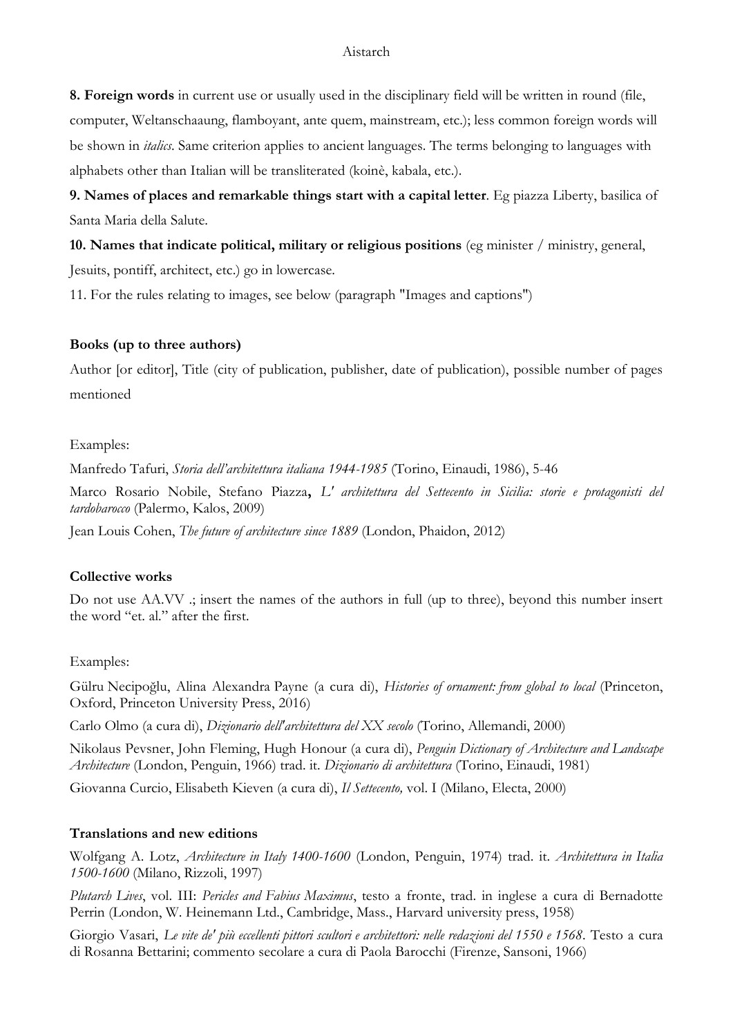**8. Foreign words** in current use or usually used in the disciplinary field will be written in round (file, computer, Weltanschaaung, flamboyant, ante quem, mainstream, etc.); less common foreign words will be shown in *italics*. Same criterion applies to ancient languages. The terms belonging to languages with alphabets other than Italian will be transliterated (koinè, kabala, etc.).

**9. Names of places and remarkable things start with a capital letter**. Eg piazza Liberty, basilica of Santa Maria della Salute.

**10. Names that indicate political, military or religious positions** (eg minister / ministry, general, Jesuits, pontiff, architect, etc.) go in lowercase.

11. For the rules relating to images, see below (paragraph "Images and captions")

**Books (up to three authors)**

Author [or editor], Title (city of publication, publisher, date of publication), possible number of pages mentioned

Examples:

Manfredo Tafuri, *Storia dell'architettura italiana 1944-1985* (Torino, Einaudi, 1986), 5-46

Marco Rosario Nobile, Stefano Piazza**,** *L' architettura del Settecento in Sicilia: storie e protagonisti del tardobarocco* (Palermo, Kalos, 2009)

Jean Louis Cohen, *The future of architecture since 1889* (London, Phaidon, 2012)

**Collective works**

Do not use AA.VV .; insert the names of the authors in full (up to three), beyond this number insert the word "et. al." after the first.

Examples:

Gülru Necipoğlu, Alina Alexandra Payne (a cura di), *Histories of ornament: from global to local* (Princeton, Oxford, Princeton University Press, 2016)

Carlo Olmo (a cura di), *Dizionario dell'architettura del XX secolo* (Torino, Allemandi, 2000)

Nikolaus Pevsner, John Fleming, Hugh Honour (a cura di), *Penguin Dictionary of Architecture and Landscape Architecture* (London, Penguin, 1966) trad. it. *Dizionario di architettura* (Torino, Einaudi, 1981)

Giovanna Curcio, Elisabeth Kieven (a cura di), *Il Settecento,* vol. I (Milano, Electa, 2000)

**Translations and new editions**

Wolfgang A. Lotz, *Architecture in Italy 1400-1600* (London, Penguin, 1974) trad. it. *Architettura in Italia 1500-1600* (Milano, Rizzoli, 1997)

*Plutarch Lives*, vol. III: *Pericles and Fabius Maximus*, testo a fronte, trad. in inglese a cura di Bernadotte Perrin (London, W. Heinemann Ltd., Cambridge, Mass., Harvard university press, 1958)

Giorgio Vasari, *Le vite de' più eccellenti pittori scultori e architettori: nelle redazioni del 1550 e 1568*. Testo a cura di Rosanna Bettarini; commento secolare a cura di Paola Barocchi (Firenze, Sansoni, 1966)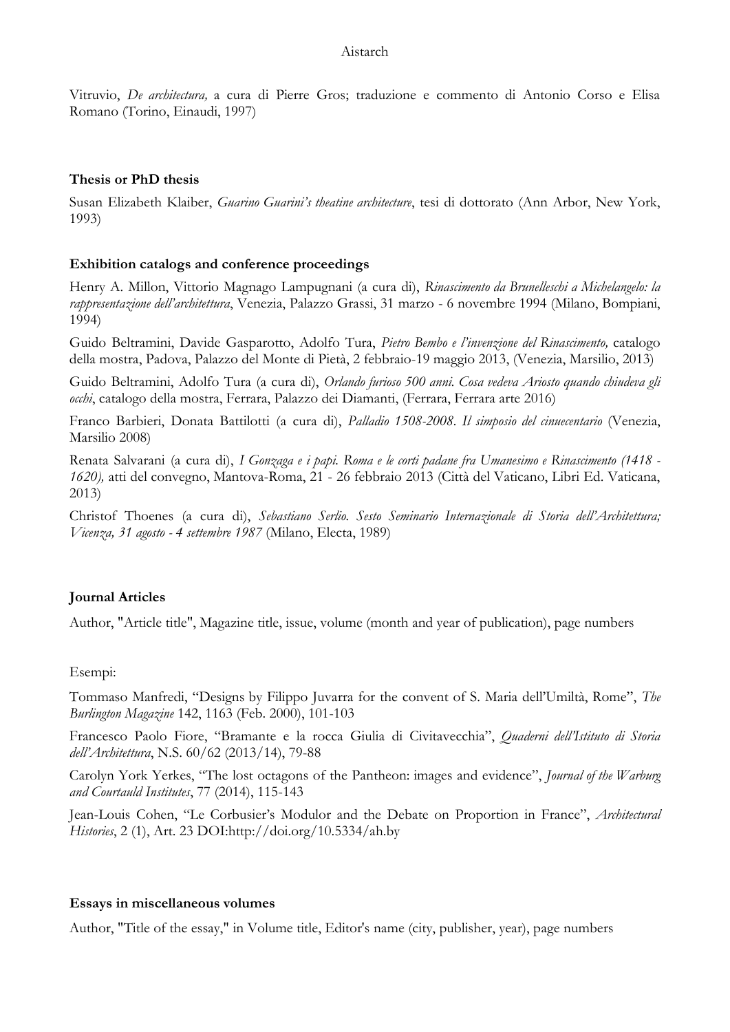Vitruvio, *De architectura,* a cura di Pierre Gros; traduzione e commento di Antonio Corso e Elisa Romano (Torino, Einaudi, 1997)

**Thesis or PhD thesis**

Susan Elizabeth Klaiber, *Guarino Guarini's theatine architecture*, tesi di dottorato (Ann Arbor, New York, 1993)

**Exhibition catalogs and conference proceedings**

Henry A. Millon, Vittorio Magnago Lampugnani (a cura di), *Rinascimento da Brunelleschi a Michelangelo: la rappresentazione dell'architettura*, Venezia, Palazzo Grassi, 31 marzo - 6 novembre 1994 (Milano, Bompiani, 1994)

Guido Beltramini, Davide Gasparotto, Adolfo Tura, *Pietro Bembo e l'invenzione del Rinascimento,* catalogo della mostra, Padova, Palazzo del Monte di Pietà, 2 febbraio-19 maggio 2013, (Venezia, Marsilio, 2013)

Guido Beltramini, Adolfo Tura (a cura di), *Orlando furioso 500 anni. Cosa vedeva Ariosto quando chiudeva gli occhi*, catalogo della mostra, Ferrara, Palazzo dei Diamanti, (Ferrara, Ferrara arte 2016)

Franco Barbieri, Donata Battilotti (a cura di), *Palladio 1508-2008. Il simposio del cinuecentario* (Venezia, Marsilio 2008)

Renata Salvarani (a cura di), *I Gonzaga e i papi. Roma e le corti padane fra Umanesimo e Rinascimento (1418 - 1620),* atti del convegno, Mantova-Roma, 21 - 26 febbraio 2013 (Città del Vaticano, Libri Ed. Vaticana, 2013)

Christof Thoenes (a cura di), *Sebastiano Serlio. Sesto Seminario Internazionale di Storia dell'Architettura; Vicenza, 31 agosto - 4 settembre 1987* (Milano, Electa, 1989)

**Journal Articles**

Author, "Article title", Magazine title, issue, volume (month and year of publication), page numbers

Esempi:

Tommaso Manfredi, "Designs by Filippo Juvarra for the convent of S. Maria dell'Umiltà, Rome", *The Burlington Magazine* 142, 1163 (Feb. 2000), 101-103

Francesco Paolo Fiore, "Bramante e la rocca Giulia di Civitavecchia", *Quaderni dell'Istituto di Storia dell'Architettura*, N.S. 60/62 (2013/14), 79-88

Carolyn York Yerkes, "The lost octagons of the Pantheon: images and evidence", *Journal of the Warburg and Courtauld Institutes*, 77 (2014), 115-143

Jean-Louis Cohen, "Le Corbusier's Modulor and the Debate on Proportion in France", *Architectural Histories*, 2 (1), Art. 23 DOI:http://doi.org/10.5334/ah.by

**Essays in miscellaneous volumes**

Author, "Title of the essay," in Volume title, Editor's name (city, publisher, year), page numbers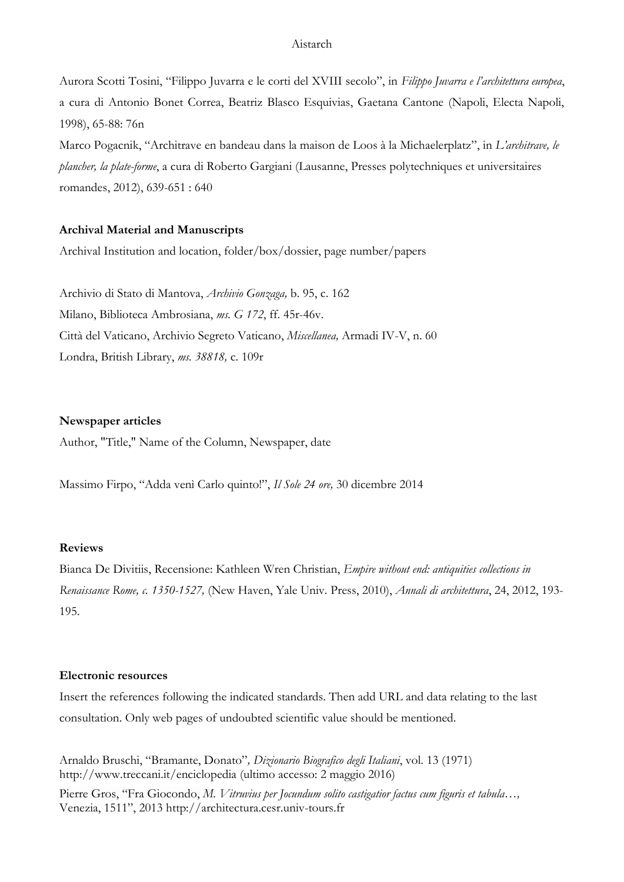Aurora Scotti Tosini, "Filippo Juvarra e le corti del XVIII secolo", in *Filippo Juvarra e l'architettura europea*, a cura di Antonio Bonet Correa, Beatriz Blasco Esquivias, Gaetana Cantone (Napoli, Electa Napoli, 1998), 65-88: 76n

Marco Pogacnik, "Architrave en bandeau dans la maison de Loos à la Michaelerplatz", in *L'architrave, le plancher, la plate-forme*, a cura di Roberto Gargiani (Lausanne, Presses polytechniques et universitaires romandes, 2012), 639-651 : 640

**Archival Material and Manuscripts**

Archival Institution and location, folder/box/dossier, page number/papers

Archivio di Stato di Mantova, *Archivio Gonzaga,* b. 95, c. 162

Milano, Biblioteca Ambrosiana, *ms. G 172*, ff. 45r-46v.

Città del Vaticano, Archivio Segreto Vaticano, *Miscellanea,* Armadi IV-V, n. 60

Londra, British Library, *ms. 38818,* c. 109r

**Newspaper articles**

Author, "Title," Name of the Column, Newspaper, date

Massimo Firpo, "Adda venì Carlo quinto!", *Il Sole 24 ore,* 30 dicembre 2014

**Reviews**

Bianca De Divitiis, Recensione: Kathleen Wren Christian, *Empire without end: antiquities collections in Renaissance Rome, c. 1350-1527,* (New Haven, Yale Univ. Press, 2010), *Annali di architettura*, 24, 2012, 193-195.

**Electronic resources**

Insert the references following the indicated standards. Then add URL and data relating to the last consultation. Only web pages of undoubted scientific value should be mentioned.

Arnaldo Bruschi, "Bramante, Donato"*, Dizionario Biografico degli Italiani*, vol. 13 (1971) http://www.treccani.it/enciclopedia (ultimo accesso: 2 maggio 2016)

Pierre Gros, "Fra Giocondo, *M. Vitruvius per Jocundum solito castigatior factus cum figuris et tabula…,* Venezia, 1511", 2013 http://architectura.cesr.univ-tours.fr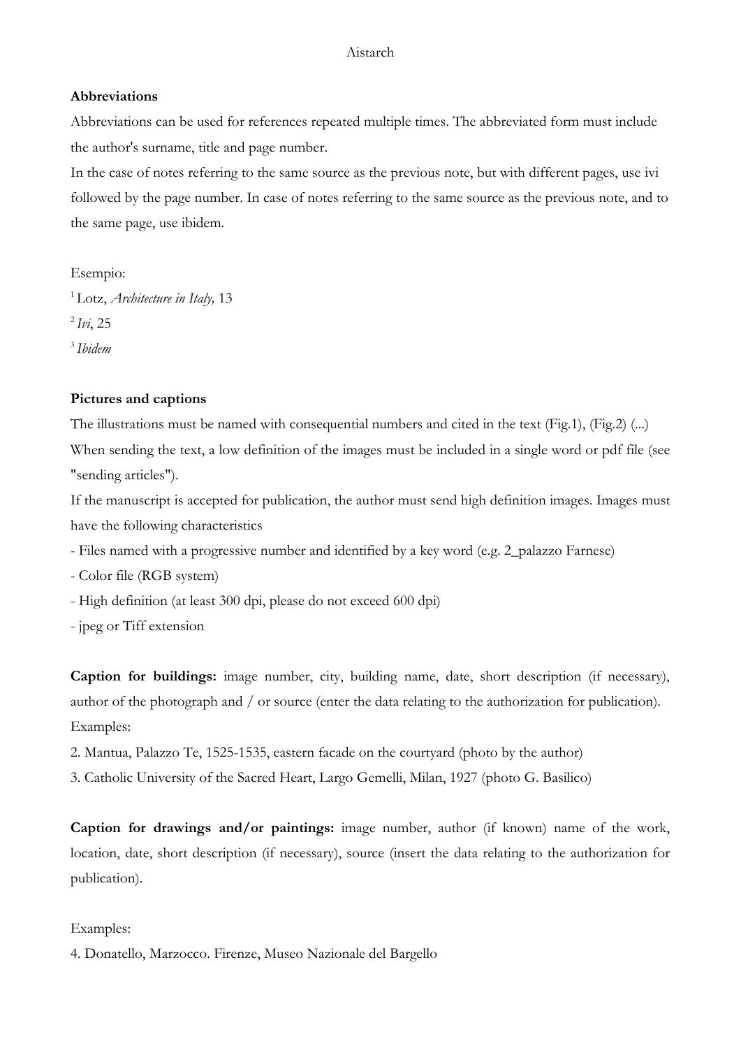**Abbreviations**

Abbreviations can be used for references repeated multiple times. The abbreviated form must include the author's surname, title and page number.

In the case of notes referring to the same source as the previous note, but with different pages, use ivi followed by the page number. In case of notes referring to the same source as the previous note, and to the same page, use ibidem.

Esempio:

[1] Lotz, *Architecture in Italy,* 13

[2] *Ivi*, 25

[3] *Ibidem*

**Pictures and captions**

The illustrations must be named with consequential numbers and cited in the text (Fig.1), (Fig.2) (...) When sending the text, a low definition of the images must be included in a single word or pdf file (see "sending articles").

If the manuscript is accepted for publication, the author must send high definition images. Images must have the following characteristics

- Files named with a progressive number and identified by a key word (e.g. 2_palazzo Farnese)
- Color file (RGB system)
- High definition (at least 300 dpi, please do not exceed 600 dpi)
- jpeg or Tiff extension

**Caption for buildings:** image number, city, building name, date, short description (if necessary), author of the photograph and / or source (enter the data relating to the authorization for publication). Examples:

2. Mantua, Palazzo Te, 1525-1535, eastern facade on the courtyard (photo by the author)
3. Catholic University of the Sacred Heart, Largo Gemelli, Milan, 1927 (photo G. Basilico)

**Caption for drawings and/or paintings:** image number, author (if known) name of the work, location, date, short description (if necessary), source (insert the data relating to the authorization for publication).

Examples:

4. Donatello, Marzocco. Firenze, Museo Nazionale del Bargello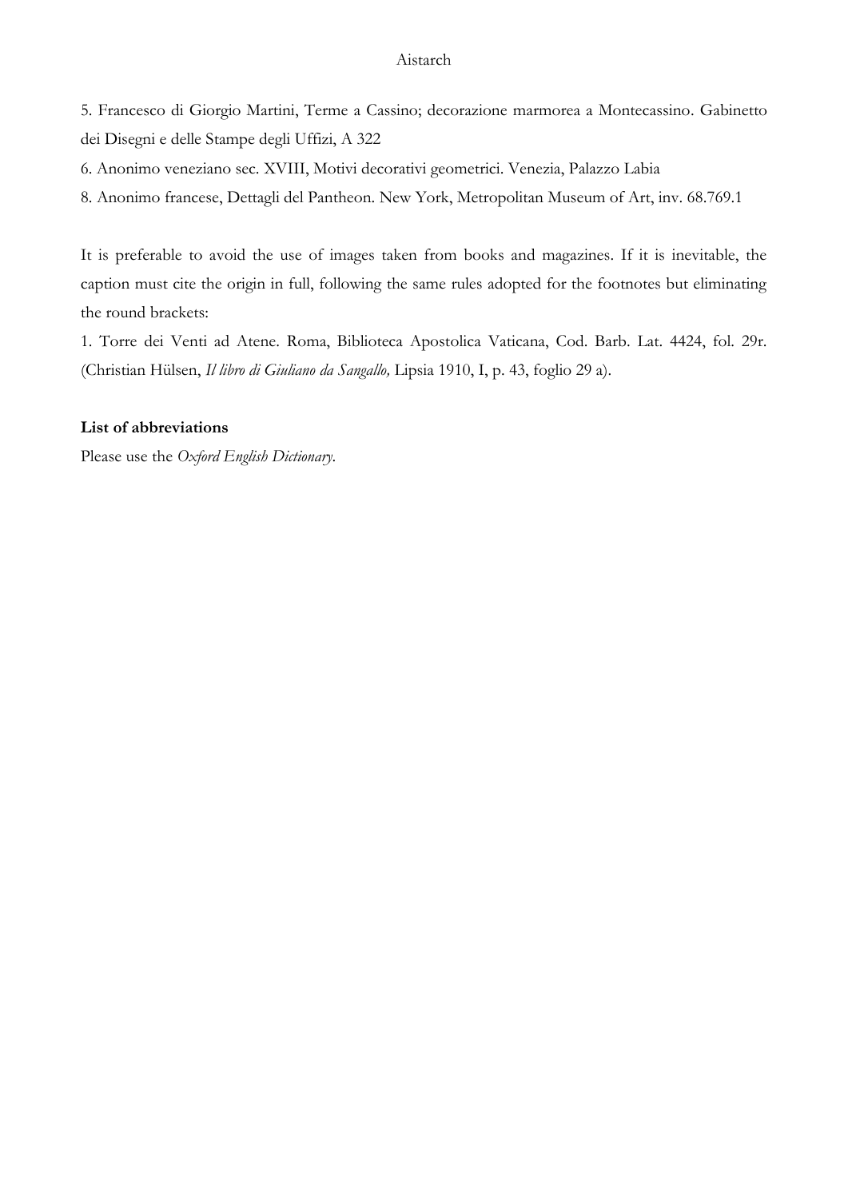5. Francesco di Giorgio Martini, Terme a Cassino; decorazione marmorea a Montecassino. Gabinetto dei Disegni e delle Stampe degli Uffizi, A 322

6. Anonimo veneziano sec. XVIII, Motivi decorativi geometrici. Venezia, Palazzo Labia

8. Anonimo francese, Dettagli del Pantheon. New York, Metropolitan Museum of Art, inv. 68.769.1

It is preferable to avoid the use of images taken from books and magazines. If it is inevitable, the caption must cite the origin in full, following the same rules adopted for the footnotes but eliminating the round brackets:

1. Torre dei Venti ad Atene. Roma, Biblioteca Apostolica Vaticana, Cod. Barb. Lat. 4424, fol. 29r. (Christian Hülsen, *Il libro di Giuliano da Sangallo,* Lipsia 1910, I, p. 43, foglio 29 a).

**List of abbreviations**

Please use the *Oxford English Dictionary*.